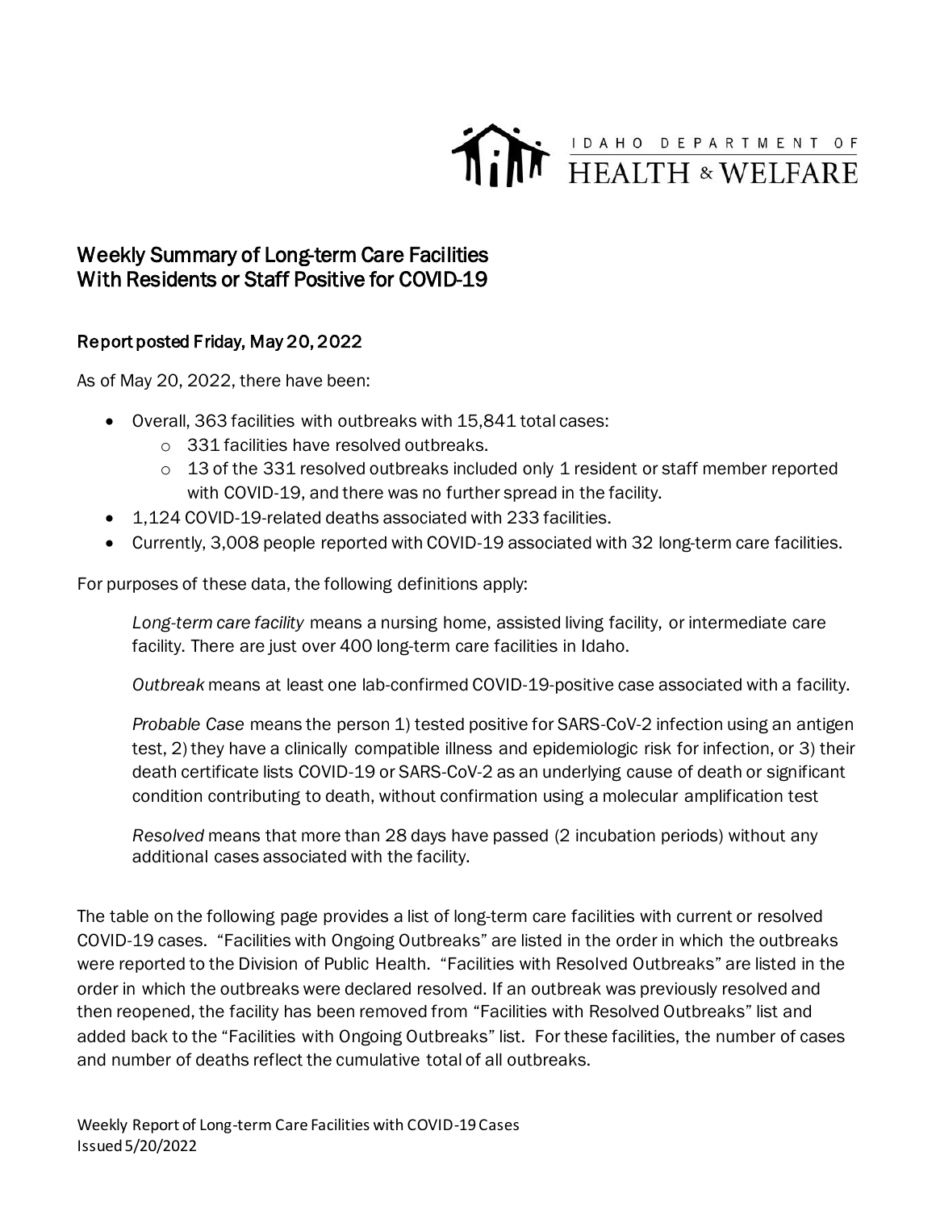IDAHO DEPARTMENT OF HEALTH & WELFARE

# Weekly Summary of Long-term Care Facilities With Residents or Staff Positive for COVID-19

## Report posted Friday, May 20, 2022

As of May 20, 2022, there have been:

- Overall, 363 facilities with outbreaks with 15,841 total cases:
  - 331 facilities have resolved outbreaks.
  - 13 of the 331 resolved outbreaks included only 1 resident or staff member reported with COVID-19, and there was no further spread in the facility.
- 1,124 COVID-19-related deaths associated with 233 facilities.
- Currently, 3,008 people reported with COVID-19 associated with 32 long-term care facilities.

For purposes of these data, the following definitions apply:

> *Long-term care facility* means a nursing home, assisted living facility, or intermediate care facility. There are just over 400 long-term care facilities in Idaho.
>
> *Outbreak* means at least one lab-confirmed COVID-19-positive case associated with a facility.
>
> *Probable Case* means the person 1) tested positive for SARS-CoV-2 infection using an antigen test, 2) they have a clinically compatible illness and epidemiologic risk for infection, or 3) their death certificate lists COVID-19 or SARS-CoV-2 as an underlying cause of death or significant condition contributing to death, without confirmation using a molecular amplification test
>
> *Resolved* means that more than 28 days have passed (2 incubation periods) without any additional cases associated with the facility.

The table on the following page provides a list of long-term care facilities with current or resolved COVID-19 cases. "Facilities with Ongoing Outbreaks" are listed in the order in which the outbreaks were reported to the Division of Public Health. "Facilities with Resolved Outbreaks" are listed in the order in which the outbreaks were declared resolved. If an outbreak was previously resolved and then reopened, the facility has been removed from "Facilities with Resolved Outbreaks" list and added back to the "Facilities with Ongoing Outbreaks" list. For these facilities, the number of cases and number of deaths reflect the cumulative total of all outbreaks.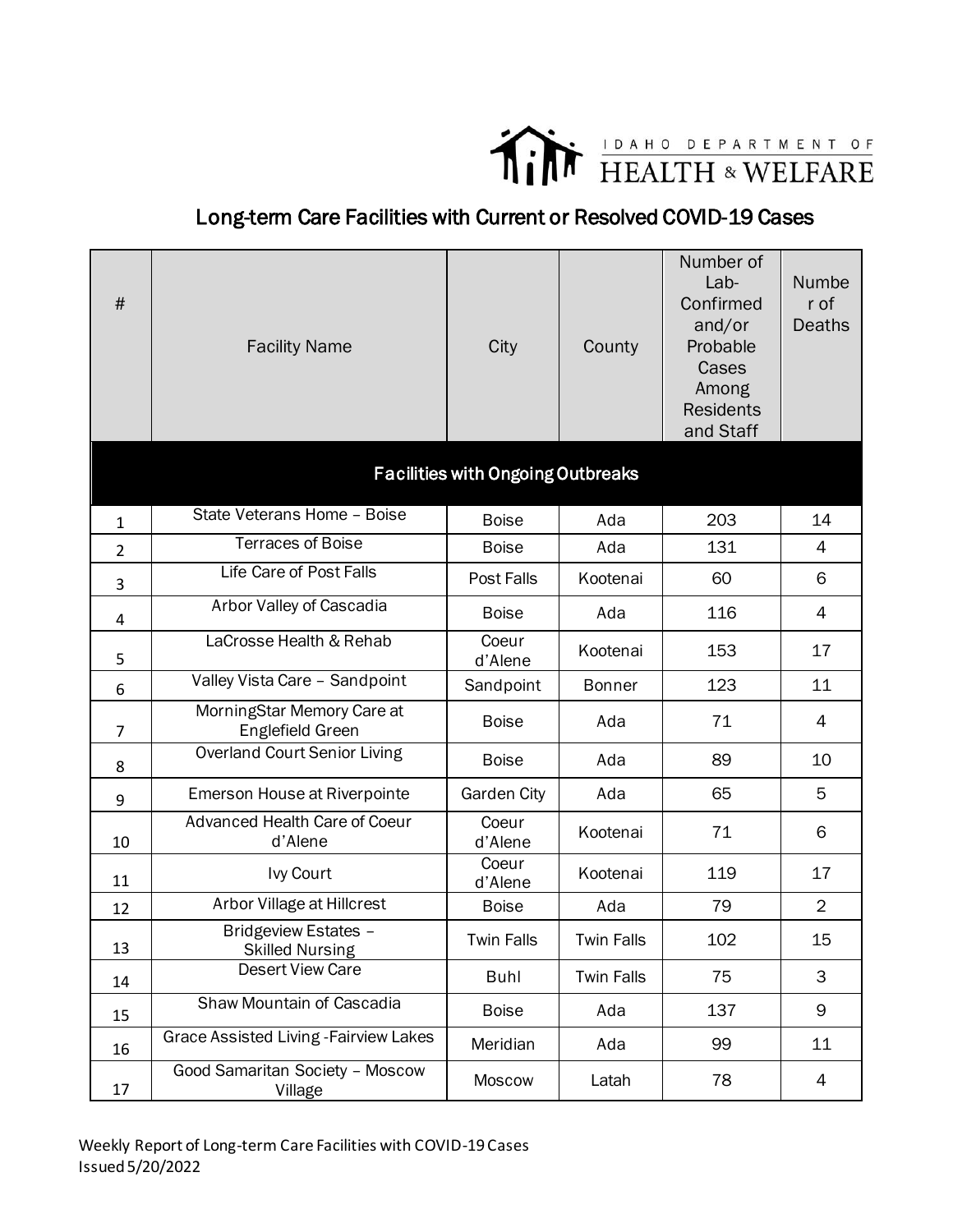IDAHO DEPARTMENT OF HEALTH & WELFARE

## Long-term Care Facilities with Current or Resolved COVID-19 Cases

| # | Facility Name | City | County | Number of Lab-Confirmed and/or Probable Cases Among Residents and Staff | Number of Deaths |
|---|---|---|---|---|---|
| **Facilities with Ongoing Outbreaks** | | | | | |
| 1 | State Veterans Home – Boise | Boise | Ada | 203 | 14 |
| 2 | Terraces of Boise | Boise | Ada | 131 | 4 |
| 3 | Life Care of Post Falls | Post Falls | Kootenai | 60 | 6 |
| 4 | Arbor Valley of Cascadia | Boise | Ada | 116 | 4 |
| 5 | LaCrosse Health & Rehab | Coeur d'Alene | Kootenai | 153 | 17 |
| 6 | Valley Vista Care – Sandpoint | Sandpoint | Bonner | 123 | 11 |
| 7 | MorningStar Memory Care at Englefield Green | Boise | Ada | 71 | 4 |
| 8 | Overland Court Senior Living | Boise | Ada | 89 | 10 |
| 9 | Emerson House at Riverpointe | Garden City | Ada | 65 | 5 |
| 10 | Advanced Health Care of Coeur d'Alene | Coeur d'Alene | Kootenai | 71 | 6 |
| 11 | Ivy Court | Coeur d'Alene | Kootenai | 119 | 17 |
| 12 | Arbor Village at Hillcrest | Boise | Ada | 79 | 2 |
| 13 | Bridgeview Estates – Skilled Nursing | Twin Falls | Twin Falls | 102 | 15 |
| 14 | Desert View Care | Buhl | Twin Falls | 75 | 3 |
| 15 | Shaw Mountain of Cascadia | Boise | Ada | 137 | 9 |
| 16 | Grace Assisted Living -Fairview Lakes | Meridian | Ada | 99 | 11 |
| 17 | Good Samaritan Society – Moscow Village | Moscow | Latah | 78 | 4 |

Weekly Report of Long-term Care Facilities with COVID-19 Cases
Issued 5/20/2022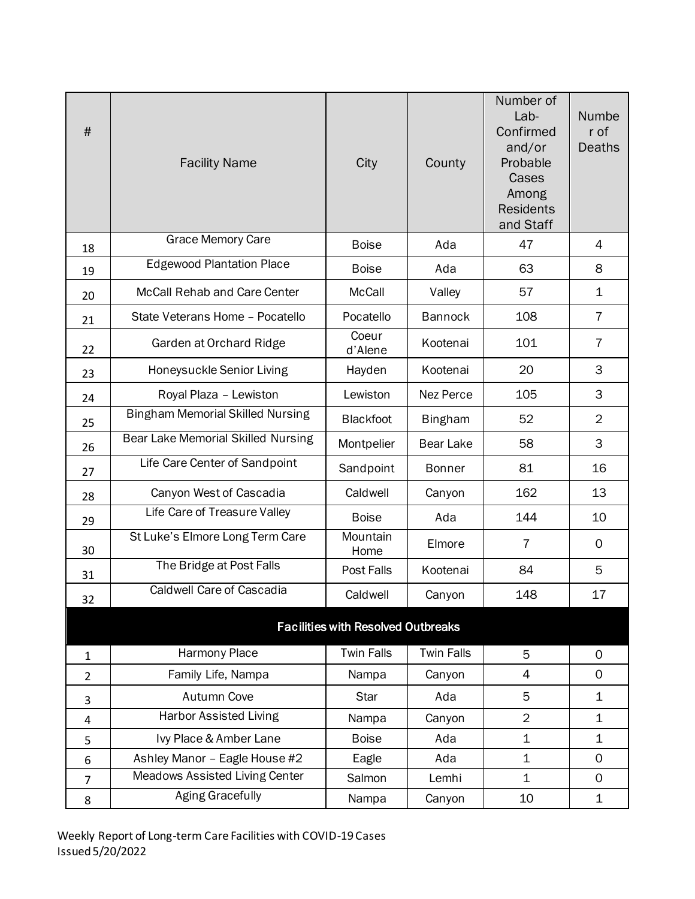| # | Facility Name | City | County | Number of Lab-Confirmed and/or Probable Cases Among Residents and Staff | Number of Deaths |
|---|---|---|---|---|---|
| 18 | Grace Memory Care | Boise | Ada | 47 | 4 |
| 19 | Edgewood Plantation Place | Boise | Ada | 63 | 8 |
| 20 | McCall Rehab and Care Center | McCall | Valley | 57 | 1 |
| 21 | State Veterans Home – Pocatello | Pocatello | Bannock | 108 | 7 |
| 22 | Garden at Orchard Ridge | Coeur d'Alene | Kootenai | 101 | 7 |
| 23 | Honeysuckle Senior Living | Hayden | Kootenai | 20 | 3 |
| 24 | Royal Plaza – Lewiston | Lewiston | Nez Perce | 105 | 3 |
| 25 | Bingham Memorial Skilled Nursing | Blackfoot | Bingham | 52 | 2 |
| 26 | Bear Lake Memorial Skilled Nursing | Montpelier | Bear Lake | 58 | 3 |
| 27 | Life Care Center of Sandpoint | Sandpoint | Bonner | 81 | 16 |
| 28 | Canyon West of Cascadia | Caldwell | Canyon | 162 | 13 |
| 29 | Life Care of Treasure Valley | Boise | Ada | 144 | 10 |
| 30 | St Luke's Elmore Long Term Care | Mountain Home | Elmore | 7 | 0 |
| 31 | The Bridge at Post Falls | Post Falls | Kootenai | 84 | 5 |
| 32 | Caldwell Care of Cascadia | Caldwell | Canyon | 148 | 17 |
| | **Facilities with Resolved Outbreaks** | | | | |
| 1 | Harmony Place | Twin Falls | Twin Falls | 5 | 0 |
| 2 | Family Life, Nampa | Nampa | Canyon | 4 | 0 |
| 3 | Autumn Cove | Star | Ada | 5 | 1 |
| 4 | Harbor Assisted Living | Nampa | Canyon | 2 | 1 |
| 5 | Ivy Place & Amber Lane | Boise | Ada | 1 | 1 |
| 6 | Ashley Manor – Eagle House #2 | Eagle | Ada | 1 | 0 |
| 7 | Meadows Assisted Living Center | Salmon | Lemhi | 1 | 0 |
| 8 | Aging Gracefully | Nampa | Canyon | 10 | 1 |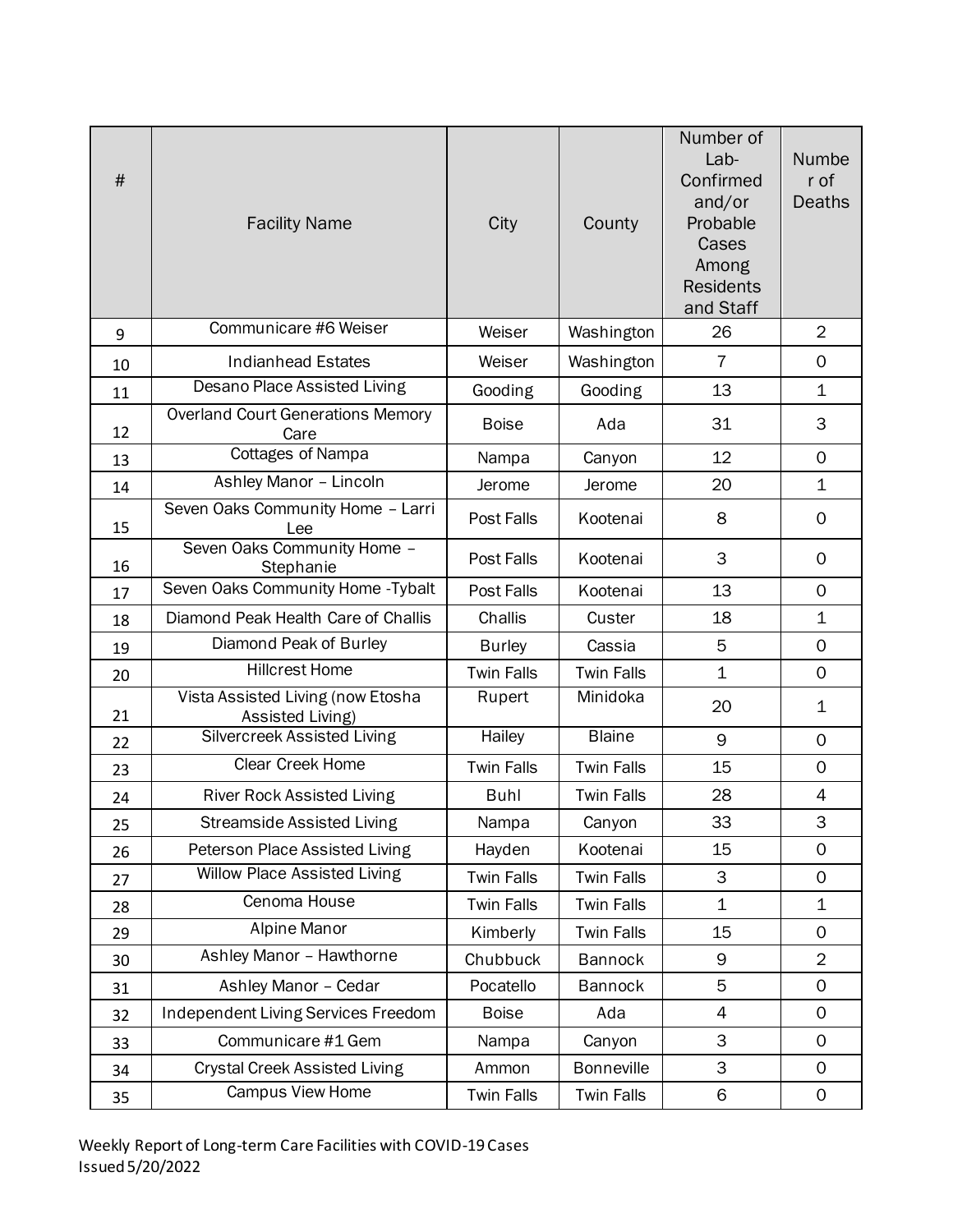| # | Facility Name | City | County | Number of Lab-Confirmed and/or Probable Cases Among Residents and Staff | Number of Deaths |
|---|---|---|---|---|---|
| 9 | Communicare #6 Weiser | Weiser | Washington | 26 | 2 |
| 10 | Indianhead Estates | Weiser | Washington | 7 | 0 |
| 11 | Desano Place Assisted Living | Gooding | Gooding | 13 | 1 |
| 12 | Overland Court Generations Memory Care | Boise | Ada | 31 | 3 |
| 13 | Cottages of Nampa | Nampa | Canyon | 12 | 0 |
| 14 | Ashley Manor – Lincoln | Jerome | Jerome | 20 | 1 |
| 15 | Seven Oaks Community Home – Larri Lee | Post Falls | Kootenai | 8 | 0 |
| 16 | Seven Oaks Community Home – Stephanie | Post Falls | Kootenai | 3 | 0 |
| 17 | Seven Oaks Community Home -Tybalt | Post Falls | Kootenai | 13 | 0 |
| 18 | Diamond Peak Health Care of Challis | Challis | Custer | 18 | 1 |
| 19 | Diamond Peak of Burley | Burley | Cassia | 5 | 0 |
| 20 | Hillcrest Home | Twin Falls | Twin Falls | 1 | 0 |
| 21 | Vista Assisted Living (now Etosha Assisted Living) | Rupert | Minidoka | 20 | 1 |
| 22 | Silvercreek Assisted Living | Hailey | Blaine | 9 | 0 |
| 23 | Clear Creek Home | Twin Falls | Twin Falls | 15 | 0 |
| 24 | River Rock Assisted Living | Buhl | Twin Falls | 28 | 4 |
| 25 | Streamside Assisted Living | Nampa | Canyon | 33 | 3 |
| 26 | Peterson Place Assisted Living | Hayden | Kootenai | 15 | 0 |
| 27 | Willow Place Assisted Living | Twin Falls | Twin Falls | 3 | 0 |
| 28 | Cenoma House | Twin Falls | Twin Falls | 1 | 1 |
| 29 | Alpine Manor | Kimberly | Twin Falls | 15 | 0 |
| 30 | Ashley Manor – Hawthorne | Chubbuck | Bannock | 9 | 2 |
| 31 | Ashley Manor – Cedar | Pocatello | Bannock | 5 | 0 |
| 32 | Independent Living Services Freedom | Boise | Ada | 4 | 0 |
| 33 | Communicare #1 Gem | Nampa | Canyon | 3 | 0 |
| 34 | Crystal Creek Assisted Living | Ammon | Bonneville | 3 | 0 |
| 35 | Campus View Home | Twin Falls | Twin Falls | 6 | 0 |

Weekly Report of Long-term Care Facilities with COVID-19 Cases
Issued 5/20/2022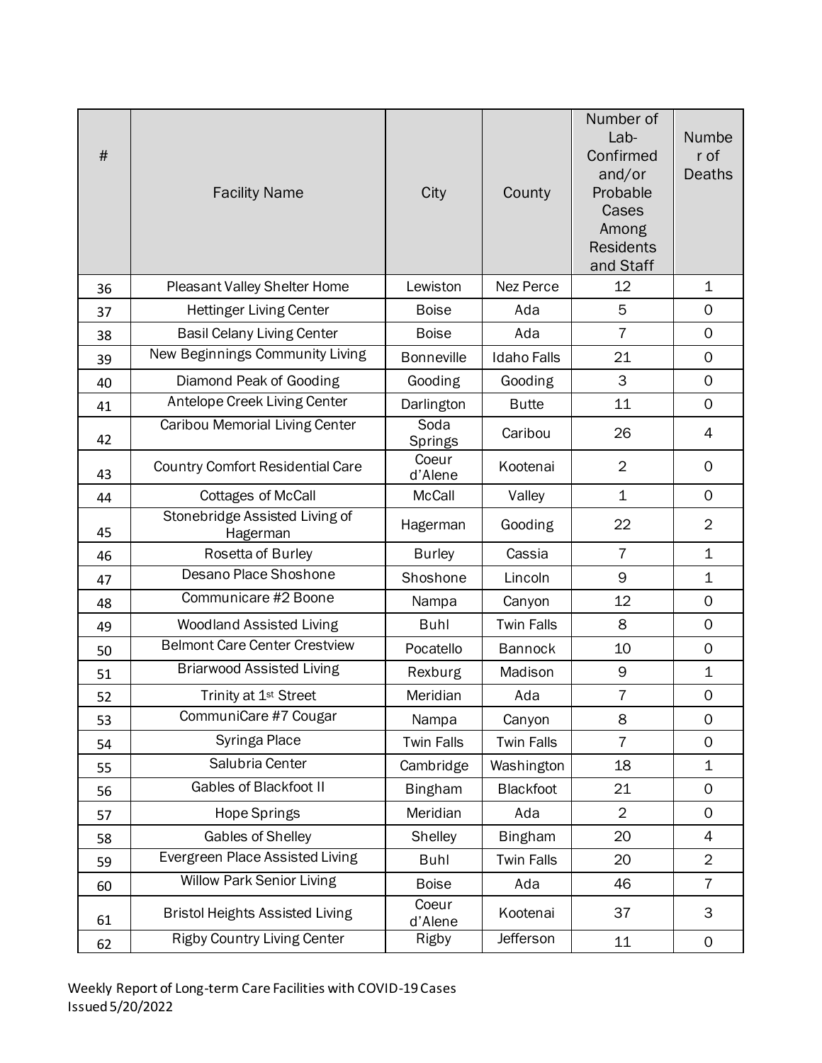| # | Facility Name | City | County | Number of Lab-Confirmed and/or Probable Cases Among Residents and Staff | Number of Deaths |
|---|---|---|---|---|---|
| 36 | Pleasant Valley Shelter Home | Lewiston | Nez Perce | 12 | 1 |
| 37 | Hettinger Living Center | Boise | Ada | 5 | 0 |
| 38 | Basil Celany Living Center | Boise | Ada | 7 | 0 |
| 39 | New Beginnings Community Living | Bonneville | Idaho Falls | 21 | 0 |
| 40 | Diamond Peak of Gooding | Gooding | Gooding | 3 | 0 |
| 41 | Antelope Creek Living Center | Darlington | Butte | 11 | 0 |
| 42 | Caribou Memorial Living Center | Soda Springs | Caribou | 26 | 4 |
| 43 | Country Comfort Residential Care | Coeur d'Alene | Kootenai | 2 | 0 |
| 44 | Cottages of McCall | McCall | Valley | 1 | 0 |
| 45 | Stonebridge Assisted Living of Hagerman | Hagerman | Gooding | 22 | 2 |
| 46 | Rosetta of Burley | Burley | Cassia | 7 | 1 |
| 47 | Desano Place Shoshone | Shoshone | Lincoln | 9 | 1 |
| 48 | Communicare #2 Boone | Nampa | Canyon | 12 | 0 |
| 49 | Woodland Assisted Living | Buhl | Twin Falls | 8 | 0 |
| 50 | Belmont Care Center Crestview | Pocatello | Bannock | 10 | 0 |
| 51 | Briarwood Assisted Living | Rexburg | Madison | 9 | 1 |
| 52 | Trinity at 1st Street | Meridian | Ada | 7 | 0 |
| 53 | CommuniCare #7 Cougar | Nampa | Canyon | 8 | 0 |
| 54 | Syringa Place | Twin Falls | Twin Falls | 7 | 0 |
| 55 | Salubria Center | Cambridge | Washington | 18 | 1 |
| 56 | Gables of Blackfoot II | Bingham | Blackfoot | 21 | 0 |
| 57 | Hope Springs | Meridian | Ada | 2 | 0 |
| 58 | Gables of Shelley | Shelley | Bingham | 20 | 4 |
| 59 | Evergreen Place Assisted Living | Buhl | Twin Falls | 20 | 2 |
| 60 | Willow Park Senior Living | Boise | Ada | 46 | 7 |
| 61 | Bristol Heights Assisted Living | Coeur d'Alene | Kootenai | 37 | 3 |
| 62 | Rigby Country Living Center | Rigby | Jefferson | 11 | 0 |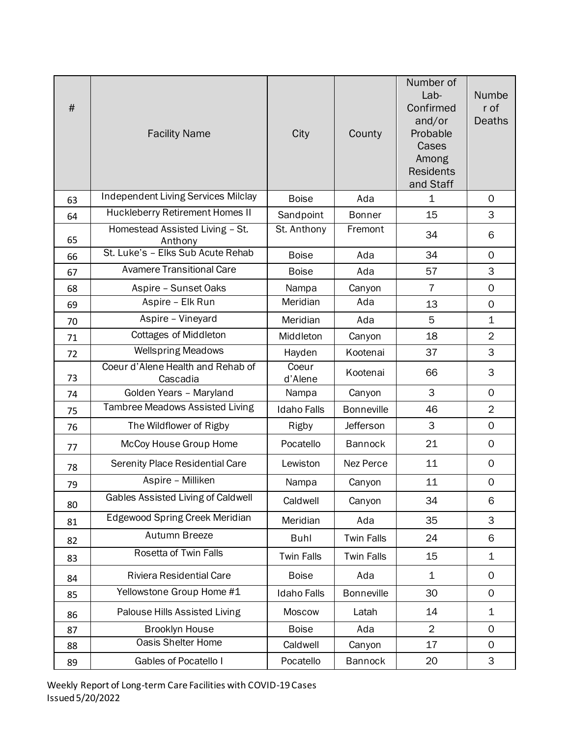| # | Facility Name | City | County | Number of Lab-Confirmed and/or Probable Cases Among Residents and Staff | Number of Deaths |
|---|---|---|---|---|---|
| 63 | Independent Living Services Milclay | Boise | Ada | 1 | 0 |
| 64 | Huckleberry Retirement Homes II | Sandpoint | Bonner | 15 | 3 |
| 65 | Homestead Assisted Living – St. Anthony | St. Anthony | Fremont | 34 | 6 |
| 66 | St. Luke's – Elks Sub Acute Rehab | Boise | Ada | 34 | 0 |
| 67 | Avamere Transitional Care | Boise | Ada | 57 | 3 |
| 68 | Aspire – Sunset Oaks | Nampa | Canyon | 7 | 0 |
| 69 | Aspire – Elk Run | Meridian | Ada | 13 | 0 |
| 70 | Aspire – Vineyard | Meridian | Ada | 5 | 1 |
| 71 | Cottages of Middleton | Middleton | Canyon | 18 | 2 |
| 72 | Wellspring Meadows | Hayden | Kootenai | 37 | 3 |
| 73 | Coeur d'Alene Health and Rehab of Cascadia | Coeur d'Alene | Kootenai | 66 | 3 |
| 74 | Golden Years – Maryland | Nampa | Canyon | 3 | 0 |
| 75 | Tambree Meadows Assisted Living | Idaho Falls | Bonneville | 46 | 2 |
| 76 | The Wildflower of Rigby | Rigby | Jefferson | 3 | 0 |
| 77 | McCoy House Group Home | Pocatello | Bannock | 21 | 0 |
| 78 | Serenity Place Residential Care | Lewiston | Nez Perce | 11 | 0 |
| 79 | Aspire – Milliken | Nampa | Canyon | 11 | 0 |
| 80 | Gables Assisted Living of Caldwell | Caldwell | Canyon | 34 | 6 |
| 81 | Edgewood Spring Creek Meridian | Meridian | Ada | 35 | 3 |
| 82 | Autumn Breeze | Buhl | Twin Falls | 24 | 6 |
| 83 | Rosetta of Twin Falls | Twin Falls | Twin Falls | 15 | 1 |
| 84 | Riviera Residential Care | Boise | Ada | 1 | 0 |
| 85 | Yellowstone Group Home #1 | Idaho Falls | Bonneville | 30 | 0 |
| 86 | Palouse Hills Assisted Living | Moscow | Latah | 14 | 1 |
| 87 | Brooklyn House | Boise | Ada | 2 | 0 |
| 88 | Oasis Shelter Home | Caldwell | Canyon | 17 | 0 |
| 89 | Gables of Pocatello I | Pocatello | Bannock | 20 | 3 |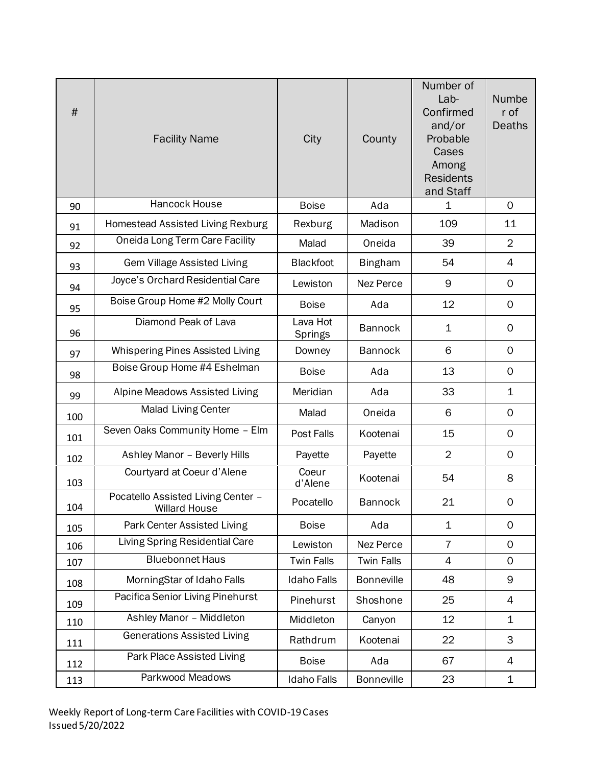| # | Facility Name | City | County | Number of Lab-Confirmed and/or Probable Cases Among Residents and Staff | Number of Deaths |
|---|---|---|---|---|---|
| 90 | Hancock House | Boise | Ada | 1 | 0 |
| 91 | Homestead Assisted Living Rexburg | Rexburg | Madison | 109 | 11 |
| 92 | Oneida Long Term Care Facility | Malad | Oneida | 39 | 2 |
| 93 | Gem Village Assisted Living | Blackfoot | Bingham | 54 | 4 |
| 94 | Joyce's Orchard Residential Care | Lewiston | Nez Perce | 9 | 0 |
| 95 | Boise Group Home #2 Molly Court | Boise | Ada | 12 | 0 |
| 96 | Diamond Peak of Lava | Lava Hot Springs | Bannock | 1 | 0 |
| 97 | Whispering Pines Assisted Living | Downey | Bannock | 6 | 0 |
| 98 | Boise Group Home #4 Eshelman | Boise | Ada | 13 | 0 |
| 99 | Alpine Meadows Assisted Living | Meridian | Ada | 33 | 1 |
| 100 | Malad Living Center | Malad | Oneida | 6 | 0 |
| 101 | Seven Oaks Community Home – Elm | Post Falls | Kootenai | 15 | 0 |
| 102 | Ashley Manor – Beverly Hills | Payette | Payette | 2 | 0 |
| 103 | Courtyard at Coeur d'Alene | Coeur d'Alene | Kootenai | 54 | 8 |
| 104 | Pocatello Assisted Living Center – Willard House | Pocatello | Bannock | 21 | 0 |
| 105 | Park Center Assisted Living | Boise | Ada | 1 | 0 |
| 106 | Living Spring Residential Care | Lewiston | Nez Perce | 7 | 0 |
| 107 | Bluebonnet Haus | Twin Falls | Twin Falls | 4 | 0 |
| 108 | MorningStar of Idaho Falls | Idaho Falls | Bonneville | 48 | 9 |
| 109 | Pacifica Senior Living Pinehurst | Pinehurst | Shoshone | 25 | 4 |
| 110 | Ashley Manor – Middleton | Middleton | Canyon | 12 | 1 |
| 111 | Generations Assisted Living | Rathdrum | Kootenai | 22 | 3 |
| 112 | Park Place Assisted Living | Boise | Ada | 67 | 4 |
| 113 | Parkwood Meadows | Idaho Falls | Bonneville | 23 | 1 |

Weekly Report of Long-term Care Facilities with COVID-19 Cases
Issued 5/20/2022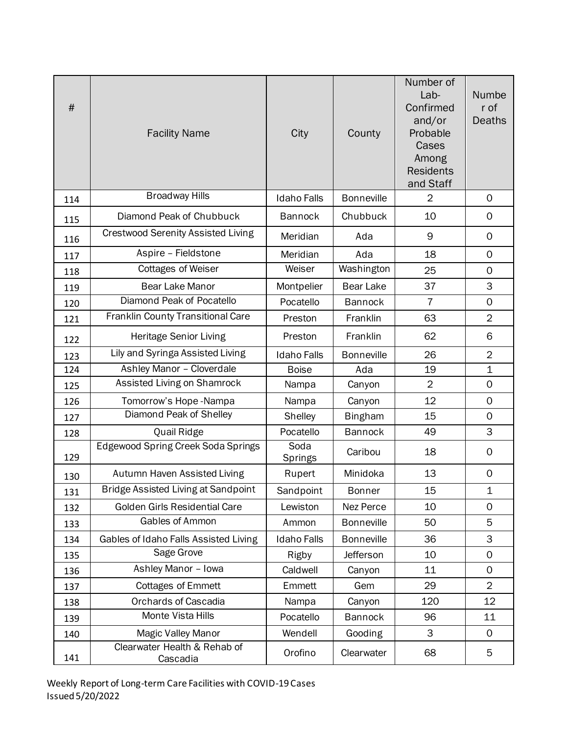| # | Facility Name | City | County | Number of Lab-Confirmed and/or Probable Cases Among Residents and Staff | Number of Deaths |
|---|---|---|---|---|---|
| 114 | Broadway Hills | Idaho Falls | Bonneville | 2 | 0 |
| 115 | Diamond Peak of Chubbuck | Bannock | Chubbuck | 10 | 0 |
| 116 | Crestwood Serenity Assisted Living | Meridian | Ada | 9 | 0 |
| 117 | Aspire – Fieldstone | Meridian | Ada | 18 | 0 |
| 118 | Cottages of Weiser | Weiser | Washington | 25 | 0 |
| 119 | Bear Lake Manor | Montpelier | Bear Lake | 37 | 3 |
| 120 | Diamond Peak of Pocatello | Pocatello | Bannock | 7 | 0 |
| 121 | Franklin County Transitional Care | Preston | Franklin | 63 | 2 |
| 122 | Heritage Senior Living | Preston | Franklin | 62 | 6 |
| 123 | Lily and Syringa Assisted Living | Idaho Falls | Bonneville | 26 | 2 |
| 124 | Ashley Manor – Cloverdale | Boise | Ada | 19 | 1 |
| 125 | Assisted Living on Shamrock | Nampa | Canyon | 2 | 0 |
| 126 | Tomorrow's Hope -Nampa | Nampa | Canyon | 12 | 0 |
| 127 | Diamond Peak of Shelley | Shelley | Bingham | 15 | 0 |
| 128 | Quail Ridge | Pocatello | Bannock | 49 | 3 |
| 129 | Edgewood Spring Creek Soda Springs | Soda Springs | Caribou | 18 | 0 |
| 130 | Autumn Haven Assisted Living | Rupert | Minidoka | 13 | 0 |
| 131 | Bridge Assisted Living at Sandpoint | Sandpoint | Bonner | 15 | 1 |
| 132 | Golden Girls Residential Care | Lewiston | Nez Perce | 10 | 0 |
| 133 | Gables of Ammon | Ammon | Bonneville | 50 | 5 |
| 134 | Gables of Idaho Falls Assisted Living | Idaho Falls | Bonneville | 36 | 3 |
| 135 | Sage Grove | Rigby | Jefferson | 10 | 0 |
| 136 | Ashley Manor – Iowa | Caldwell | Canyon | 11 | 0 |
| 137 | Cottages of Emmett | Emmett | Gem | 29 | 2 |
| 138 | Orchards of Cascadia | Nampa | Canyon | 120 | 12 |
| 139 | Monte Vista Hills | Pocatello | Bannock | 96 | 11 |
| 140 | Magic Valley Manor | Wendell | Gooding | 3 | 0 |
| 141 | Clearwater Health & Rehab of Cascadia | Orofino | Clearwater | 68 | 5 |

Weekly Report of Long-term Care Facilities with COVID-19 Cases
Issued 5/20/2022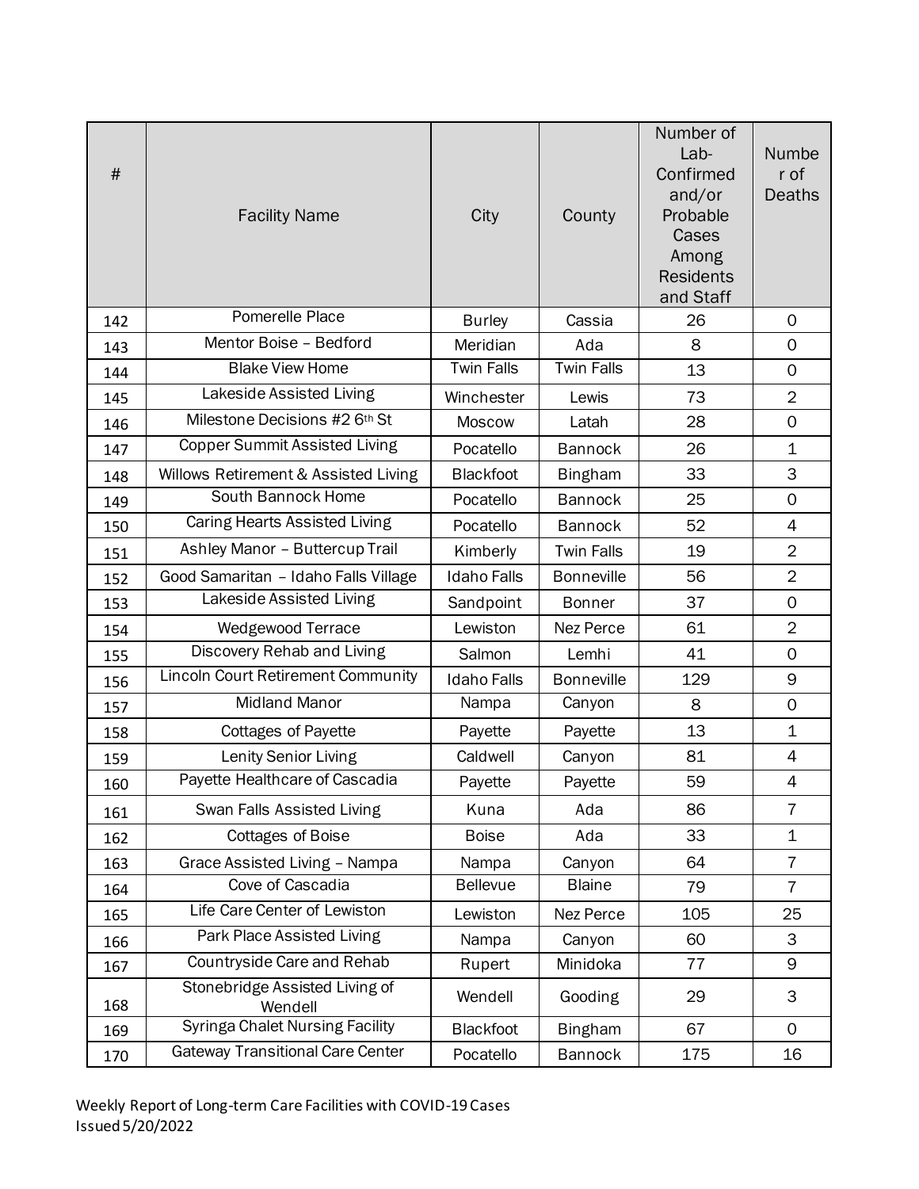| # | Facility Name | City | County | Number of Lab-Confirmed and/or Probable Cases Among Residents and Staff | Number of Deaths |
|---|---|---|---|---|---|
| 142 | Pomerelle Place | Burley | Cassia | 26 | 0 |
| 143 | Mentor Boise – Bedford | Meridian | Ada | 8 | 0 |
| 144 | Blake View Home | Twin Falls | Twin Falls | 13 | 0 |
| 145 | Lakeside Assisted Living | Winchester | Lewis | 73 | 2 |
| 146 | Milestone Decisions #2 6th St | Moscow | Latah | 28 | 0 |
| 147 | Copper Summit Assisted Living | Pocatello | Bannock | 26 | 1 |
| 148 | Willows Retirement & Assisted Living | Blackfoot | Bingham | 33 | 3 |
| 149 | South Bannock Home | Pocatello | Bannock | 25 | 0 |
| 150 | Caring Hearts Assisted Living | Pocatello | Bannock | 52 | 4 |
| 151 | Ashley Manor – Buttercup Trail | Kimberly | Twin Falls | 19 | 2 |
| 152 | Good Samaritan – Idaho Falls Village | Idaho Falls | Bonneville | 56 | 2 |
| 153 | Lakeside Assisted Living | Sandpoint | Bonner | 37 | 0 |
| 154 | Wedgewood Terrace | Lewiston | Nez Perce | 61 | 2 |
| 155 | Discovery Rehab and Living | Salmon | Lemhi | 41 | 0 |
| 156 | Lincoln Court Retirement Community | Idaho Falls | Bonneville | 129 | 9 |
| 157 | Midland Manor | Nampa | Canyon | 8 | 0 |
| 158 | Cottages of Payette | Payette | Payette | 13 | 1 |
| 159 | Lenity Senior Living | Caldwell | Canyon | 81 | 4 |
| 160 | Payette Healthcare of Cascadia | Payette | Payette | 59 | 4 |
| 161 | Swan Falls Assisted Living | Kuna | Ada | 86 | 7 |
| 162 | Cottages of Boise | Boise | Ada | 33 | 1 |
| 163 | Grace Assisted Living – Nampa | Nampa | Canyon | 64 | 7 |
| 164 | Cove of Cascadia | Bellevue | Blaine | 79 | 7 |
| 165 | Life Care Center of Lewiston | Lewiston | Nez Perce | 105 | 25 |
| 166 | Park Place Assisted Living | Nampa | Canyon | 60 | 3 |
| 167 | Countryside Care and Rehab | Rupert | Minidoka | 77 | 9 |
| 168 | Stonebridge Assisted Living of Wendell | Wendell | Gooding | 29 | 3 |
| 169 | Syringa Chalet Nursing Facility | Blackfoot | Bingham | 67 | 0 |
| 170 | Gateway Transitional Care Center | Pocatello | Bannock | 175 | 16 |

Weekly Report of Long-term Care Facilities with COVID-19 Cases
Issued 5/20/2022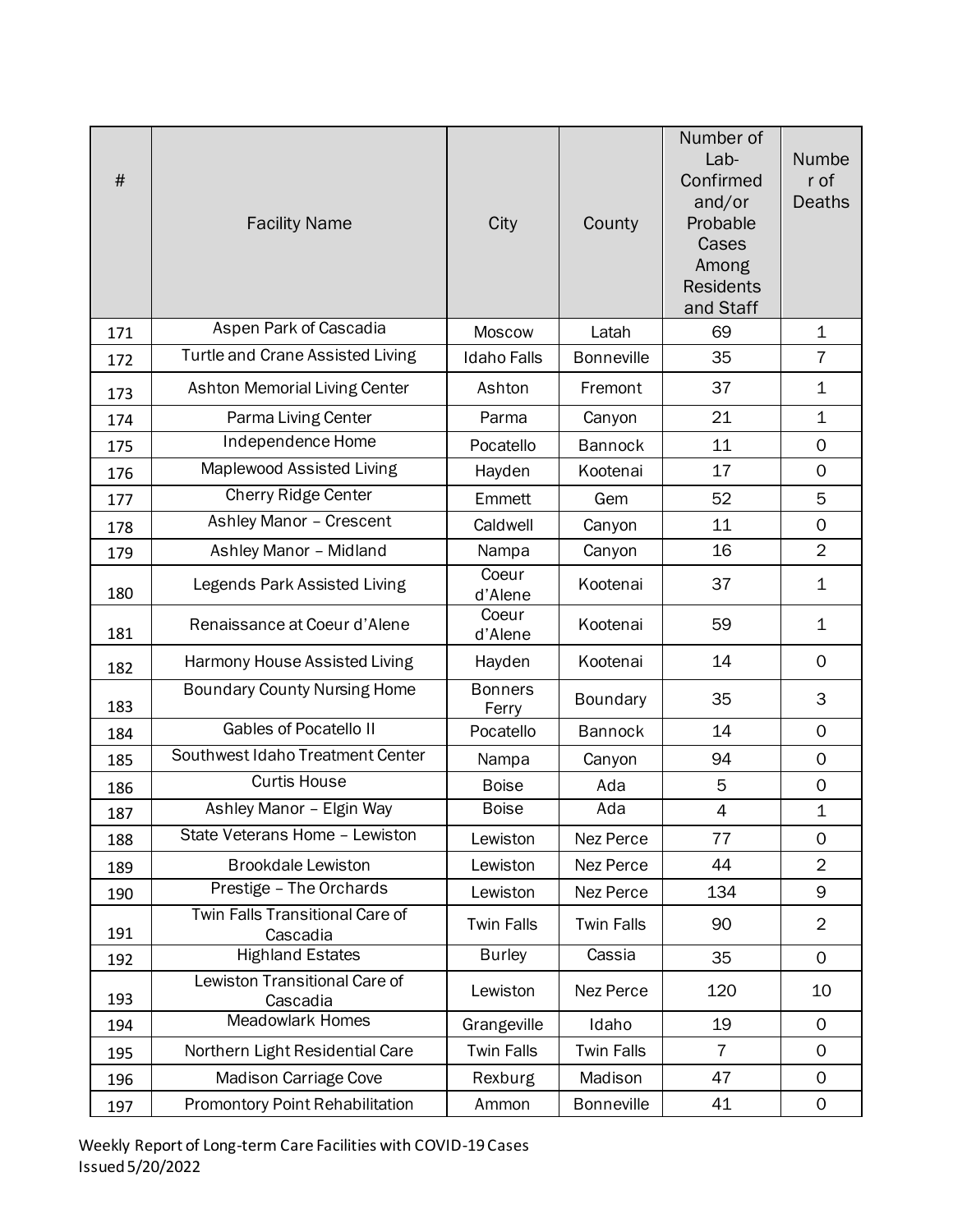| # | Facility Name | City | County | Number of Lab-Confirmed and/or Probable Cases Among Residents and Staff | Number of Deaths |
|---|---|---|---|---|---|
| 171 | Aspen Park of Cascadia | Moscow | Latah | 69 | 1 |
| 172 | Turtle and Crane Assisted Living | Idaho Falls | Bonneville | 35 | 7 |
| 173 | Ashton Memorial Living Center | Ashton | Fremont | 37 | 1 |
| 174 | Parma Living Center | Parma | Canyon | 21 | 1 |
| 175 | Independence Home | Pocatello | Bannock | 11 | 0 |
| 176 | Maplewood Assisted Living | Hayden | Kootenai | 17 | 0 |
| 177 | Cherry Ridge Center | Emmett | Gem | 52 | 5 |
| 178 | Ashley Manor – Crescent | Caldwell | Canyon | 11 | 0 |
| 179 | Ashley Manor – Midland | Nampa | Canyon | 16 | 2 |
| 180 | Legends Park Assisted Living | Coeur d'Alene | Kootenai | 37 | 1 |
| 181 | Renaissance at Coeur d'Alene | Coeur d'Alene | Kootenai | 59 | 1 |
| 182 | Harmony House Assisted Living | Hayden | Kootenai | 14 | 0 |
| 183 | Boundary County Nursing Home | Bonners Ferry | Boundary | 35 | 3 |
| 184 | Gables of Pocatello II | Pocatello | Bannock | 14 | 0 |
| 185 | Southwest Idaho Treatment Center | Nampa | Canyon | 94 | 0 |
| 186 | Curtis House | Boise | Ada | 5 | 0 |
| 187 | Ashley Manor – Elgin Way | Boise | Ada | 4 | 1 |
| 188 | State Veterans Home – Lewiston | Lewiston | Nez Perce | 77 | 0 |
| 189 | Brookdale Lewiston | Lewiston | Nez Perce | 44 | 2 |
| 190 | Prestige – The Orchards | Lewiston | Nez Perce | 134 | 9 |
| 191 | Twin Falls Transitional Care of Cascadia | Twin Falls | Twin Falls | 90 | 2 |
| 192 | Highland Estates | Burley | Cassia | 35 | 0 |
| 193 | Lewiston Transitional Care of Cascadia | Lewiston | Nez Perce | 120 | 10 |
| 194 | Meadowlark Homes | Grangeville | Idaho | 19 | 0 |
| 195 | Northern Light Residential Care | Twin Falls | Twin Falls | 7 | 0 |
| 196 | Madison Carriage Cove | Rexburg | Madison | 47 | 0 |
| 197 | Promontory Point Rehabilitation | Ammon | Bonneville | 41 | 0 |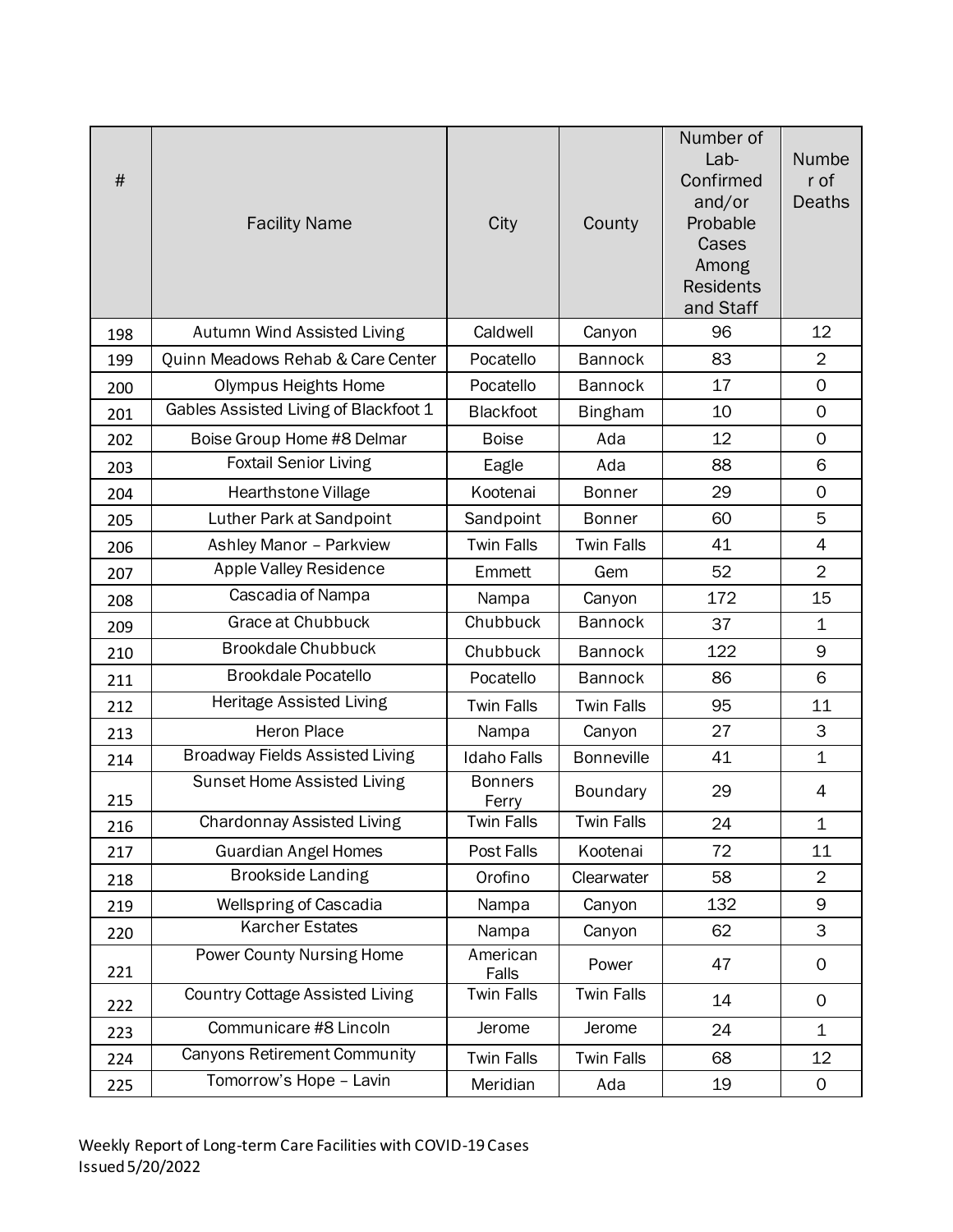| # | Facility Name | City | County | Number of Lab-Confirmed and/or Probable Cases Among Residents and Staff | Number of Deaths |
|---|---|---|---|---|---|
| 198 | Autumn Wind Assisted Living | Caldwell | Canyon | 96 | 12 |
| 199 | Quinn Meadows Rehab & Care Center | Pocatello | Bannock | 83 | 2 |
| 200 | Olympus Heights Home | Pocatello | Bannock | 17 | 0 |
| 201 | Gables Assisted Living of Blackfoot 1 | Blackfoot | Bingham | 10 | 0 |
| 202 | Boise Group Home #8 Delmar | Boise | Ada | 12 | 0 |
| 203 | Foxtail Senior Living | Eagle | Ada | 88 | 6 |
| 204 | Hearthstone Village | Kootenai | Bonner | 29 | 0 |
| 205 | Luther Park at Sandpoint | Sandpoint | Bonner | 60 | 5 |
| 206 | Ashley Manor – Parkview | Twin Falls | Twin Falls | 41 | 4 |
| 207 | Apple Valley Residence | Emmett | Gem | 52 | 2 |
| 208 | Cascadia of Nampa | Nampa | Canyon | 172 | 15 |
| 209 | Grace at Chubbuck | Chubbuck | Bannock | 37 | 1 |
| 210 | Brookdale Chubbuck | Chubbuck | Bannock | 122 | 9 |
| 211 | Brookdale Pocatello | Pocatello | Bannock | 86 | 6 |
| 212 | Heritage Assisted Living | Twin Falls | Twin Falls | 95 | 11 |
| 213 | Heron Place | Nampa | Canyon | 27 | 3 |
| 214 | Broadway Fields Assisted Living | Idaho Falls | Bonneville | 41 | 1 |
| 215 | Sunset Home Assisted Living | Bonners Ferry | Boundary | 29 | 4 |
| 216 | Chardonnay Assisted Living | Twin Falls | Twin Falls | 24 | 1 |
| 217 | Guardian Angel Homes | Post Falls | Kootenai | 72 | 11 |
| 218 | Brookside Landing | Orofino | Clearwater | 58 | 2 |
| 219 | Wellspring of Cascadia | Nampa | Canyon | 132 | 9 |
| 220 | Karcher Estates | Nampa | Canyon | 62 | 3 |
| 221 | Power County Nursing Home | American Falls | Power | 47 | 0 |
| 222 | Country Cottage Assisted Living | Twin Falls | Twin Falls | 14 | 0 |
| 223 | Communicare #8 Lincoln | Jerome | Jerome | 24 | 1 |
| 224 | Canyons Retirement Community | Twin Falls | Twin Falls | 68 | 12 |
| 225 | Tomorrow's Hope – Lavin | Meridian | Ada | 19 | 0 |

Weekly Report of Long-term Care Facilities with COVID-19 Cases
Issued 5/20/2022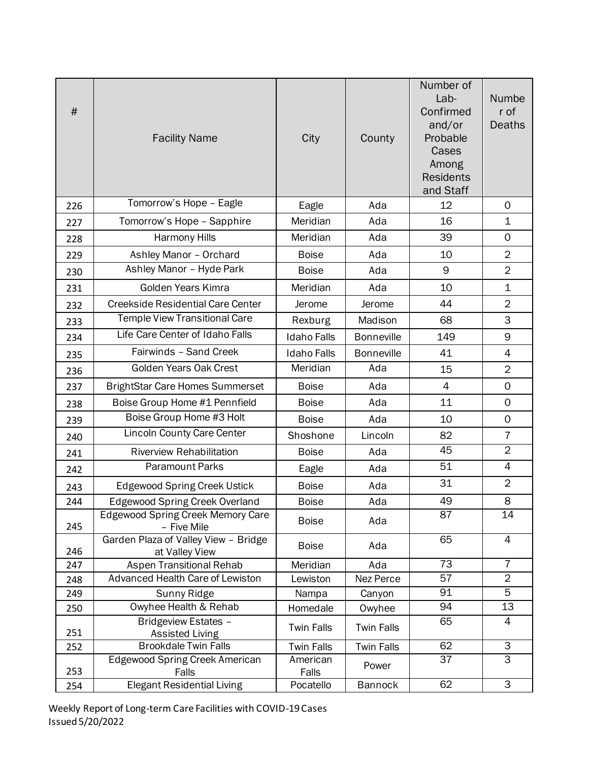| # | Facility Name | City | County | Number of Lab-Confirmed and/or Probable Cases Among Residents and Staff | Number of Deaths |
|---|---|---|---|---|---|
| 226 | Tomorrow's Hope – Eagle | Eagle | Ada | 12 | 0 |
| 227 | Tomorrow's Hope – Sapphire | Meridian | Ada | 16 | 1 |
| 228 | Harmony Hills | Meridian | Ada | 39 | 0 |
| 229 | Ashley Manor – Orchard | Boise | Ada | 10 | 2 |
| 230 | Ashley Manor – Hyde Park | Boise | Ada | 9 | 2 |
| 231 | Golden Years Kimra | Meridian | Ada | 10 | 1 |
| 232 | Creekside Residential Care Center | Jerome | Jerome | 44 | 2 |
| 233 | Temple View Transitional Care | Rexburg | Madison | 68 | 3 |
| 234 | Life Care Center of Idaho Falls | Idaho Falls | Bonneville | 149 | 9 |
| 235 | Fairwinds – Sand Creek | Idaho Falls | Bonneville | 41 | 4 |
| 236 | Golden Years Oak Crest | Meridian | Ada | 15 | 2 |
| 237 | BrightStar Care Homes Summerset | Boise | Ada | 4 | 0 |
| 238 | Boise Group Home #1 Pennfield | Boise | Ada | 11 | 0 |
| 239 | Boise Group Home #3 Holt | Boise | Ada | 10 | 0 |
| 240 | Lincoln County Care Center | Shoshone | Lincoln | 82 | 7 |
| 241 | Riverview Rehabilitation | Boise | Ada | 45 | 2 |
| 242 | Paramount Parks | Eagle | Ada | 51 | 4 |
| 243 | Edgewood Spring Creek Ustick | Boise | Ada | 31 | 2 |
| 244 | Edgewood Spring Creek Overland | Boise | Ada | 49 | 8 |
| 245 | Edgewood Spring Creek Memory Care – Five Mile | Boise | Ada | 87 | 14 |
| 246 | Garden Plaza of Valley View – Bridge at Valley View | Boise | Ada | 65 | 4 |
| 247 | Aspen Transitional Rehab | Meridian | Ada | 73 | 7 |
| 248 | Advanced Health Care of Lewiston | Lewiston | Nez Perce | 57 | 2 |
| 249 | Sunny Ridge | Nampa | Canyon | 91 | 5 |
| 250 | Owyhee Health & Rehab | Homedale | Owyhee | 94 | 13 |
| 251 | Bridgeview Estates – Assisted Living | Twin Falls | Twin Falls | 65 | 4 |
| 252 | Brookdale Twin Falls | Twin Falls | Twin Falls | 62 | 3 |
| 253 | Edgewood Spring Creek American Falls | American Falls | Power | 37 | 3 |
| 254 | Elegant Residential Living | Pocatello | Bannock | 62 | 3 |

Weekly Report of Long-term Care Facilities with COVID-19 Cases
Issued 5/20/2022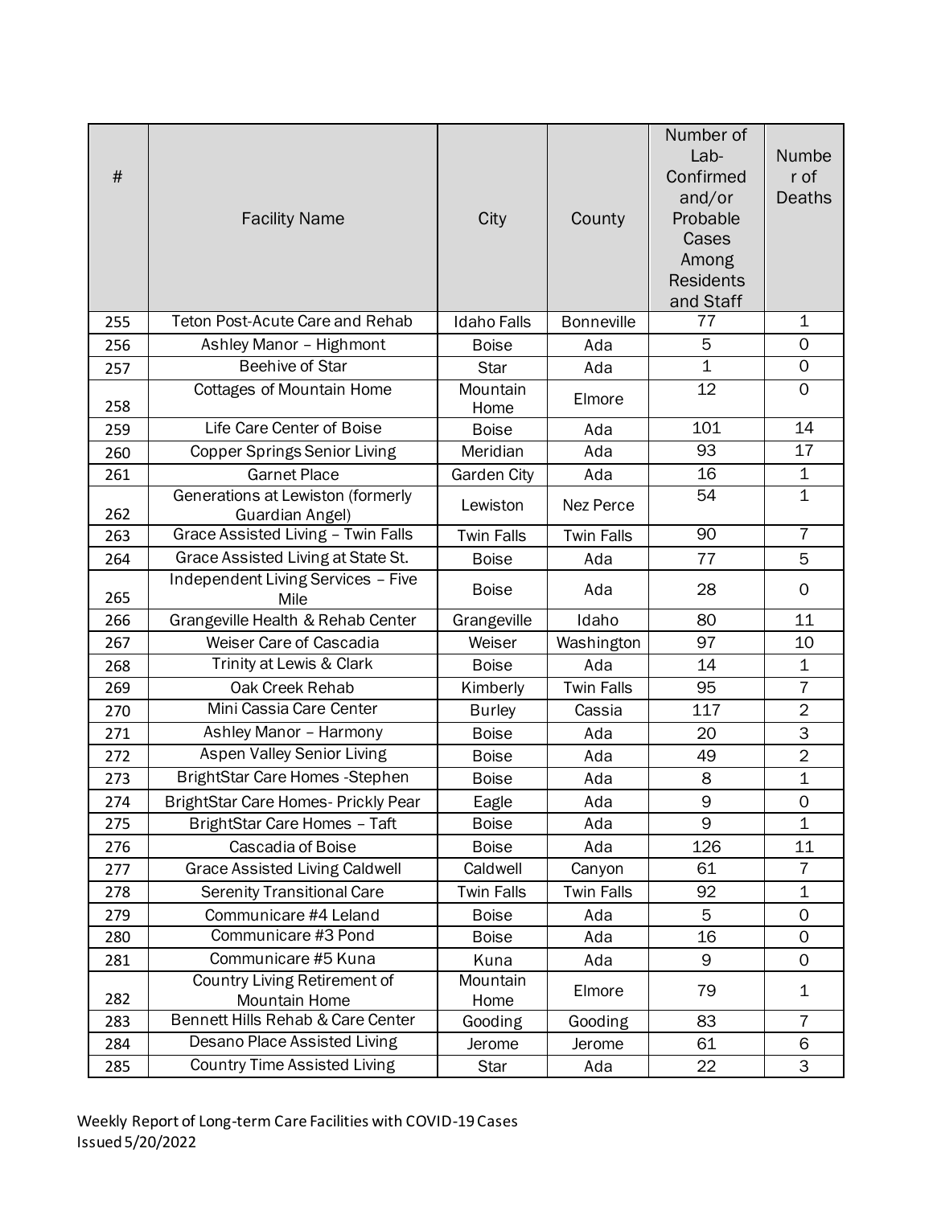| # | Facility Name | City | County | Number of Lab-Confirmed and/or Probable Cases Among Residents and Staff | Number of Deaths |
|---|---|---|---|---|---|
| 255 | Teton Post-Acute Care and Rehab | Idaho Falls | Bonneville | 77 | 1 |
| 256 | Ashley Manor – Highmont | Boise | Ada | 5 | 0 |
| 257 | Beehive of Star | Star | Ada | 1 | 0 |
| 258 | Cottages of Mountain Home | Mountain Home | Elmore | 12 | 0 |
| 259 | Life Care Center of Boise | Boise | Ada | 101 | 14 |
| 260 | Copper Springs Senior Living | Meridian | Ada | 93 | 17 |
| 261 | Garnet Place | Garden City | Ada | 16 | 1 |
| 262 | Generations at Lewiston (formerly Guardian Angel) | Lewiston | Nez Perce | 54 | 1 |
| 263 | Grace Assisted Living – Twin Falls | Twin Falls | Twin Falls | 90 | 7 |
| 264 | Grace Assisted Living at State St. | Boise | Ada | 77 | 5 |
| 265 | Independent Living Services – Five Mile | Boise | Ada | 28 | 0 |
| 266 | Grangeville Health & Rehab Center | Grangeville | Idaho | 80 | 11 |
| 267 | Weiser Care of Cascadia | Weiser | Washington | 97 | 10 |
| 268 | Trinity at Lewis & Clark | Boise | Ada | 14 | 1 |
| 269 | Oak Creek Rehab | Kimberly | Twin Falls | 95 | 7 |
| 270 | Mini Cassia Care Center | Burley | Cassia | 117 | 2 |
| 271 | Ashley Manor – Harmony | Boise | Ada | 20 | 3 |
| 272 | Aspen Valley Senior Living | Boise | Ada | 49 | 2 |
| 273 | BrightStar Care Homes -Stephen | Boise | Ada | 8 | 1 |
| 274 | BrightStar Care Homes- Prickly Pear | Eagle | Ada | 9 | 0 |
| 275 | BrightStar Care Homes – Taft | Boise | Ada | 9 | 1 |
| 276 | Cascadia of Boise | Boise | Ada | 126 | 11 |
| 277 | Grace Assisted Living Caldwell | Caldwell | Canyon | 61 | 7 |
| 278 | Serenity Transitional Care | Twin Falls | Twin Falls | 92 | 1 |
| 279 | Communicare #4 Leland | Boise | Ada | 5 | 0 |
| 280 | Communicare #3 Pond | Boise | Ada | 16 | 0 |
| 281 | Communicare #5 Kuna | Kuna | Ada | 9 | 0 |
| 282 | Country Living Retirement of Mountain Home | Mountain Home | Elmore | 79 | 1 |
| 283 | Bennett Hills Rehab & Care Center | Gooding | Gooding | 83 | 7 |
| 284 | Desano Place Assisted Living | Jerome | Jerome | 61 | 6 |
| 285 | Country Time Assisted Living | Star | Ada | 22 | 3 |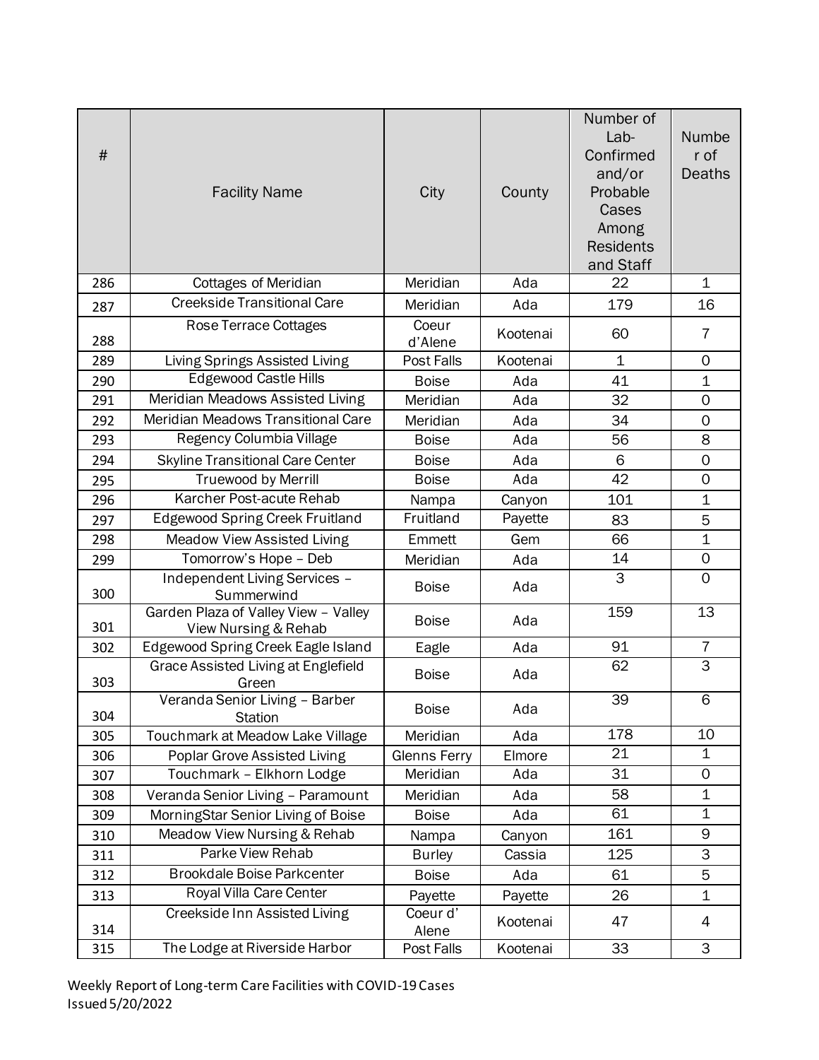| # | Facility Name | City | County | Number of Lab-Confirmed and/or Probable Cases Among Residents and Staff | Number of Deaths |
|---|---|---|---|---|---|
| 286 | Cottages of Meridian | Meridian | Ada | 22 | 1 |
| 287 | Creekside Transitional Care | Meridian | Ada | 179 | 16 |
| 288 | Rose Terrace Cottages | Coeur d'Alene | Kootenai | 60 | 7 |
| 289 | Living Springs Assisted Living | Post Falls | Kootenai | 1 | 0 |
| 290 | Edgewood Castle Hills | Boise | Ada | 41 | 1 |
| 291 | Meridian Meadows Assisted Living | Meridian | Ada | 32 | 0 |
| 292 | Meridian Meadows Transitional Care | Meridian | Ada | 34 | 0 |
| 293 | Regency Columbia Village | Boise | Ada | 56 | 8 |
| 294 | Skyline Transitional Care Center | Boise | Ada | 6 | 0 |
| 295 | Truewood by Merrill | Boise | Ada | 42 | 0 |
| 296 | Karcher Post-acute Rehab | Nampa | Canyon | 101 | 1 |
| 297 | Edgewood Spring Creek Fruitland | Fruitland | Payette | 83 | 5 |
| 298 | Meadow View Assisted Living | Emmett | Gem | 66 | 1 |
| 299 | Tomorrow's Hope – Deb | Meridian | Ada | 14 | 0 |
| 300 | Independent Living Services – Summerwind | Boise | Ada | 3 | 0 |
| 301 | Garden Plaza of Valley View – Valley View Nursing & Rehab | Boise | Ada | 159 | 13 |
| 302 | Edgewood Spring Creek Eagle Island | Eagle | Ada | 91 | 7 |
| 303 | Grace Assisted Living at Englefield Green | Boise | Ada | 62 | 3 |
| 304 | Veranda Senior Living – Barber Station | Boise | Ada | 39 | 6 |
| 305 | Touchmark at Meadow Lake Village | Meridian | Ada | 178 | 10 |
| 306 | Poplar Grove Assisted Living | Glenns Ferry | Elmore | 21 | 1 |
| 307 | Touchmark – Elkhorn Lodge | Meridian | Ada | 31 | 0 |
| 308 | Veranda Senior Living – Paramount | Meridian | Ada | 58 | 1 |
| 309 | MorningStar Senior Living of Boise | Boise | Ada | 61 | 1 |
| 310 | Meadow View Nursing & Rehab | Nampa | Canyon | 161 | 9 |
| 311 | Parke View Rehab | Burley | Cassia | 125 | 3 |
| 312 | Brookdale Boise Parkcenter | Boise | Ada | 61 | 5 |
| 313 | Royal Villa Care Center | Payette | Payette | 26 | 1 |
| 314 | Creekside Inn Assisted Living | Coeur d' Alene | Kootenai | 47 | 4 |
| 315 | The Lodge at Riverside Harbor | Post Falls | Kootenai | 33 | 3 |

Weekly Report of Long-term Care Facilities with COVID-19 Cases
Issued 5/20/2022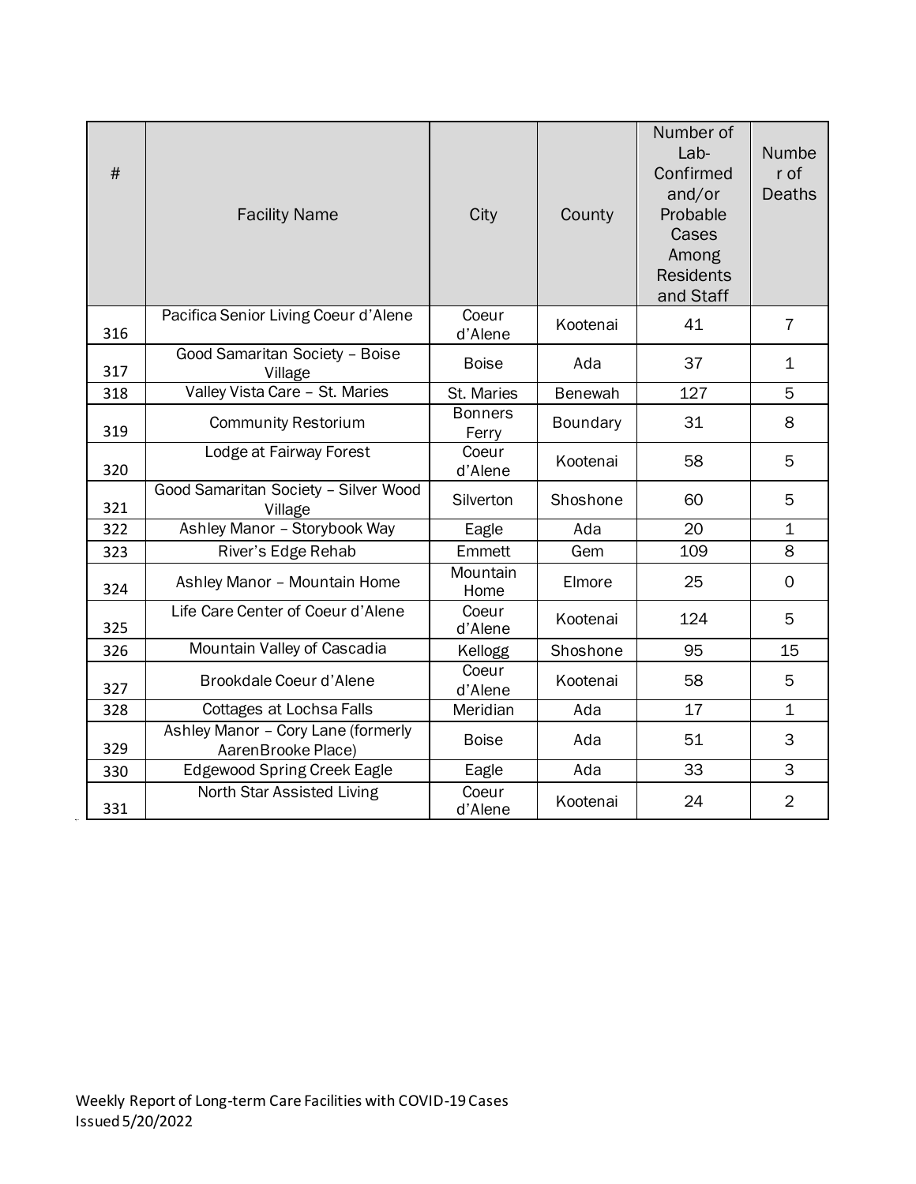| # | Facility Name | City | County | Number of Lab-Confirmed and/or Probable Cases Among Residents and Staff | Number of Deaths |
|---|---|---|---|---|---|
| 316 | Pacifica Senior Living Coeur d'Alene | Coeur d'Alene | Kootenai | 41 | 7 |
| 317 | Good Samaritan Society – Boise Village | Boise | Ada | 37 | 1 |
| 318 | Valley Vista Care – St. Maries | St. Maries | Benewah | 127 | 5 |
| 319 | Community Restorium | Bonners Ferry | Boundary | 31 | 8 |
| 320 | Lodge at Fairway Forest | Coeur d'Alene | Kootenai | 58 | 5 |
| 321 | Good Samaritan Society – Silver Wood Village | Silverton | Shoshone | 60 | 5 |
| 322 | Ashley Manor – Storybook Way | Eagle | Ada | 20 | 1 |
| 323 | River's Edge Rehab | Emmett | Gem | 109 | 8 |
| 324 | Ashley Manor – Mountain Home | Mountain Home | Elmore | 25 | 0 |
| 325 | Life Care Center of Coeur d'Alene | Coeur d'Alene | Kootenai | 124 | 5 |
| 326 | Mountain Valley of Cascadia | Kellogg | Shoshone | 95 | 15 |
| 327 | Brookdale Coeur d'Alene | Coeur d'Alene | Kootenai | 58 | 5 |
| 328 | Cottages at Lochsa Falls | Meridian | Ada | 17 | 1 |
| 329 | Ashley Manor – Cory Lane (formerly AarenBrooke Place) | Boise | Ada | 51 | 3 |
| 330 | Edgewood Spring Creek Eagle | Eagle | Ada | 33 | 3 |
| 331 | North Star Assisted Living | Coeur d'Alene | Kootenai | 24 | 2 |